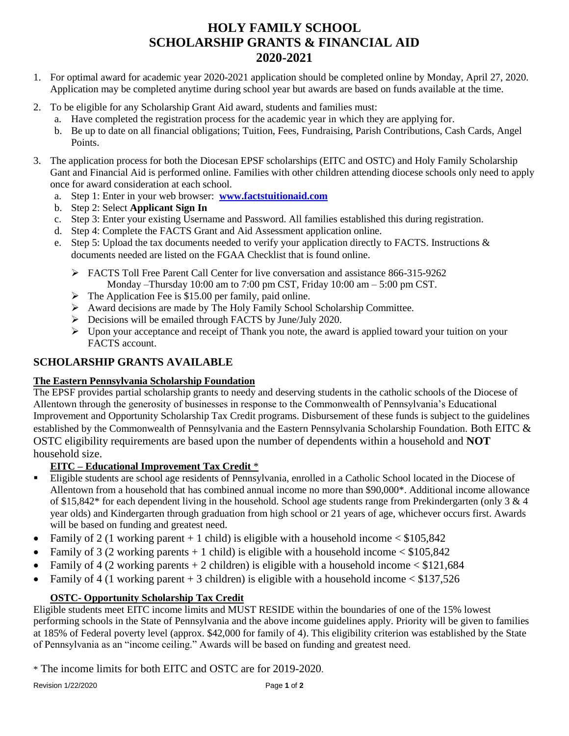# HOLY FAMILY SCHOOL
# SCHOLARSHIP GRANTS & FINANCIAL AID
# 2020-2021

1. For optimal award for academic year 2020-2021 application should be completed online by Monday, April 27, 2020. Application may be completed anytime during school year but awards are based on funds available at the time.
2. To be eligible for any Scholarship Grant Aid award, students and families must:
   a. Have completed the registration process for the academic year in which they are applying for.
   b. Be up to date on all financial obligations; Tuition, Fees, Fundraising, Parish Contributions, Cash Cards, Angel Points.
3. The application process for both the Diocesan EPSF scholarships (EITC and OSTC) and Holy Family Scholarship Gant and Financial Aid is performed online. Families with other children attending diocese schools only need to apply once for award consideration at each school.
   a. Step 1: Enter in your web browser: **www.factstuitionaid.com**
   b. Step 2: Select **Applicant Sign In**
   c. Step 3: Enter your existing Username and Password. All families established this during registration.
   d. Step 4: Complete the FACTS Grant and Aid Assessment application online.
   e. Step 5: Upload the tax documents needed to verify your application directly to FACTS. Instructions & documents needed are listed on the FGAA Checklist that is found online.
      - FACTS Toll Free Parent Call Center for live conversation and assistance 866-315-9262 Monday –Thursday 10:00 am to 7:00 pm CST, Friday 10:00 am – 5:00 pm CST.
      - The Application Fee is $15.00 per family, paid online.
      - Award decisions are made by The Holy Family School Scholarship Committee.
      - Decisions will be emailed through FACTS by June/July 2020.
      - Upon your acceptance and receipt of Thank you note, the award is applied toward your tuition on your FACTS account.

## SCHOLARSHIP GRANTS AVAILABLE

### The Eastern Pennsylvania Scholarship Foundation

The EPSF provides partial scholarship grants to needy and deserving students in the catholic schools of the Diocese of Allentown through the generosity of businesses in response to the Commonwealth of Pennsylvania's Educational Improvement and Opportunity Scholarship Tax Credit programs. Disbursement of these funds is subject to the guidelines established by the Commonwealth of Pennsylvania and the Eastern Pennsylvania Scholarship Foundation. Both EITC & OSTC eligibility requirements are based upon the number of dependents within a household and **NOT** household size.

#### EITC – Educational Improvement Tax Credit *

- Eligible students are school age residents of Pennsylvania, enrolled in a Catholic School located in the Diocese of Allentown from a household that has combined annual income no more than $90,000*. Additional income allowance of $15,842* for each dependent living in the household. School age students range from Prekindergarten (only 3 & 4 year olds) and Kindergarten through graduation from high school or 21 years of age, whichever occurs first. Awards will be based on funding and greatest need.
- Family of 2 (1 working parent + 1 child) is eligible with a household income < $105,842
- Family of 3 (2 working parents + 1 child) is eligible with a household income < $105,842
- Family of 4 (2 working parents + 2 children) is eligible with a household income < $121,684
- Family of 4 (1 working parent + 3 children) is eligible with a household income < $137,526

#### OSTC- Opportunity Scholarship Tax Credit

Eligible students meet EITC income limits and MUST RESIDE within the boundaries of one of the 15% lowest performing schools in the State of Pennsylvania and the above income guidelines apply. Priority will be given to families at 185% of Federal poverty level (approx. $42,000 for family of 4). This eligibility criterion was established by the State of Pennsylvania as an "income ceiling." Awards will be based on funding and greatest need.

* The income limits for both EITC and OSTC are for 2019-2020.

Revision 1/22/2020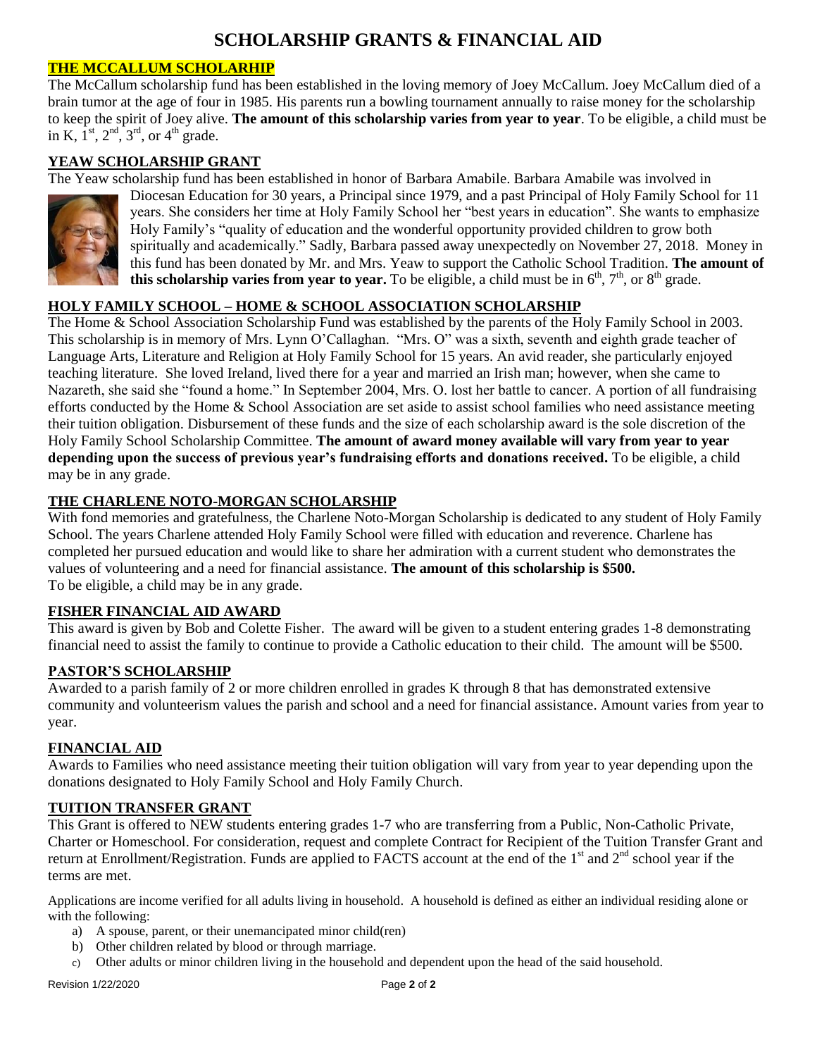# SCHOLARSHIP GRANTS & FINANCIAL AID

## THE MCCALLUM SCHOLARHIP

The McCallum scholarship fund has been established in the loving memory of Joey McCallum. Joey McCallum died of a brain tumor at the age of four in 1985. His parents run a bowling tournament annually to raise money for the scholarship to keep the spirit of Joey alive. **The amount of this scholarship varies from year to year**. To be eligible, a child must be in K, 1st, 2nd, 3rd, or 4th grade.

## YEAW SCHOLARSHIP GRANT

The Yeaw scholarship fund has been established in honor of Barbara Amabile. Barbara Amabile was involved in Diocesan Education for 30 years, a Principal since 1979, and a past Principal of Holy Family School for 11 years. She considers her time at Holy Family School her "best years in education". She wants to emphasize Holy Family's "quality of education and the wonderful opportunity provided children to grow both spiritually and academically." Sadly, Barbara passed away unexpectedly on November 27, 2018. Money in this fund has been donated by Mr. and Mrs. Yeaw to support the Catholic School Tradition. **The amount of this scholarship varies from year to year.** To be eligible, a child must be in 6th, 7th, or 8th grade.

## HOLY FAMILY SCHOOL – HOME & SCHOOL ASSOCIATION SCHOLARSHIP

The Home & School Association Scholarship Fund was established by the parents of the Holy Family School in 2003. This scholarship is in memory of Mrs. Lynn O'Callaghan. "Mrs. O" was a sixth, seventh and eighth grade teacher of Language Arts, Literature and Religion at Holy Family School for 15 years. An avid reader, she particularly enjoyed teaching literature. She loved Ireland, lived there for a year and married an Irish man; however, when she came to Nazareth, she said she "found a home." In September 2004, Mrs. O. lost her battle to cancer. A portion of all fundraising efforts conducted by the Home & School Association are set aside to assist school families who need assistance meeting their tuition obligation. Disbursement of these funds and the size of each scholarship award is the sole discretion of the Holy Family School Scholarship Committee. **The amount of award money available will vary from year to year depending upon the success of previous year's fundraising efforts and donations received.** To be eligible, a child may be in any grade.

## THE CHARLENE NOTO-MORGAN SCHOLARSHIP

With fond memories and gratefulness, the Charlene Noto-Morgan Scholarship is dedicated to any student of Holy Family School. The years Charlene attended Holy Family School were filled with education and reverence. Charlene has completed her pursued education and would like to share her admiration with a current student who demonstrates the values of volunteering and a need for financial assistance. **The amount of this scholarship is $500.**
To be eligible, a child may be in any grade.

## FISHER FINANCIAL AID AWARD

This award is given by Bob and Colette Fisher. The award will be given to a student entering grades 1-8 demonstrating financial need to assist the family to continue to provide a Catholic education to their child. The amount will be $500.

## PASTOR'S SCHOLARSHIP

Awarded to a parish family of 2 or more children enrolled in grades K through 8 that has demonstrated extensive community and volunteerism values the parish and school and a need for financial assistance. Amount varies from year to year.

## FINANCIAL AID

Awards to Families who need assistance meeting their tuition obligation will vary from year to year depending upon the donations designated to Holy Family School and Holy Family Church.

## TUITION TRANSFER GRANT

This Grant is offered to NEW students entering grades 1-7 who are transferring from a Public, Non-Catholic Private, Charter or Homeschool. For consideration, request and complete Contract for Recipient of the Tuition Transfer Grant and return at Enrollment/Registration. Funds are applied to FACTS account at the end of the 1st and 2nd school year if the terms are met.

Applications are income verified for all adults living in household. A household is defined as either an individual residing alone or with the following:

a) A spouse, parent, or their unemancipated minor child(ren)
b) Other children related by blood or through marriage.
c) Other adults or minor children living in the household and dependent upon the head of the said household.

Revision 1/22/2020